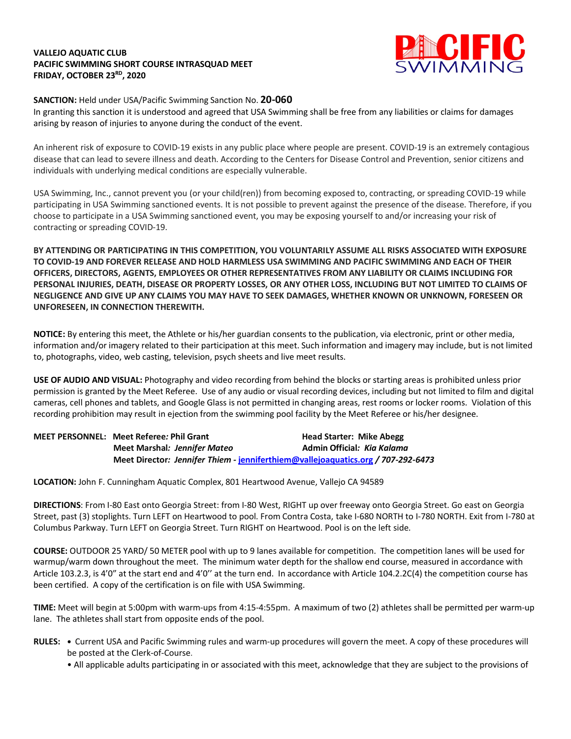**VALLEJO AQUATIC CLUB**
**PACIFIC SWIMMING SHORT COURSE INTRASQUAD MEET**
**FRIDAY, OCTOBER 23RD, 2020**

**SANCTION:** Held under USA/Pacific Swimming Sanction No. **20-060**
In granting this sanction it is understood and agreed that USA Swimming shall be free from any liabilities or claims for damages arising by reason of injuries to anyone during the conduct of the event.

An inherent risk of exposure to COVID-19 exists in any public place where people are present. COVID-19 is an extremely contagious disease that can lead to severe illness and death. According to the Centers for Disease Control and Prevention, senior citizens and individuals with underlying medical conditions are especially vulnerable.

USA Swimming, Inc., cannot prevent you (or your child(ren)) from becoming exposed to, contracting, or spreading COVID-19 while participating in USA Swimming sanctioned events. It is not possible to prevent against the presence of the disease. Therefore, if you choose to participate in a USA Swimming sanctioned event, you may be exposing yourself to and/or increasing your risk of contracting or spreading COVID-19.

**BY ATTENDING OR PARTICIPATING IN THIS COMPETITION, YOU VOLUNTARILY ASSUME ALL RISKS ASSOCIATED WITH EXPOSURE TO COVID-19 AND FOREVER RELEASE AND HOLD HARMLESS USA SWIMMING AND PACIFIC SWIMMING AND EACH OF THEIR OFFICERS, DIRECTORS, AGENTS, EMPLOYEES OR OTHER REPRESENTATIVES FROM ANY LIABILITY OR CLAIMS INCLUDING FOR PERSONAL INJURIES, DEATH, DISEASE OR PROPERTY LOSSES, OR ANY OTHER LOSS, INCLUDING BUT NOT LIMITED TO CLAIMS OF NEGLIGENCE AND GIVE UP ANY CLAIMS YOU MAY HAVE TO SEEK DAMAGES, WHETHER KNOWN OR UNKNOWN, FORESEEN OR UNFORESEEN, IN CONNECTION THEREWITH.**

**NOTICE:** By entering this meet, the Athlete or his/her guardian consents to the publication, via electronic, print or other media, information and/or imagery related to their participation at this meet. Such information and imagery may include, but is not limited to, photographs, video, web casting, television, psych sheets and live meet results.

**USE OF AUDIO AND VISUAL:** Photography and video recording from behind the blocks or starting areas is prohibited unless prior permission is granted by the Meet Referee. Use of any audio or visual recording devices, including but not limited to film and digital cameras, cell phones and tablets, and Google Glass is not permitted in changing areas, rest rooms or locker rooms. Violation of this recording prohibition may result in ejection from the swimming pool facility by the Meet Referee or his/her designee.

**MEET PERSONNEL:** **Meet Referee: Phil Grant** — **Head Starter: Mike Abegg**
**Meet Marshal: *Jennifer Mateo*** — **Admin Official: *Kia Kalama***
**Meet Director: *Jennifer Thiem* - jenniferthiem@vallejoaquatics.org / *707-292-6473***

**LOCATION:** John F. Cunningham Aquatic Complex, 801 Heartwood Avenue, Vallejo CA 94589

**DIRECTIONS**: From I-80 East onto Georgia Street: from I-80 West, RIGHT up over freeway onto Georgia Street. Go east on Georgia Street, past (3) stoplights. Turn LEFT on Heartwood to pool. From Contra Costa, take I-680 NORTH to I-780 NORTH. Exit from I-780 at Columbus Parkway. Turn LEFT on Georgia Street. Turn RIGHT on Heartwood. Pool is on the left side.

**COURSE:** OUTDOOR 25 YARD/ 50 METER pool with up to 9 lanes available for competition. The competition lanes will be used for warmup/warm down throughout the meet. The minimum water depth for the shallow end course, measured in accordance with Article 103.2.3, is 4'0" at the start end and 4'0'' at the turn end. In accordance with Article 104.2.2C(4) the competition course has been certified. A copy of the certification is on file with USA Swimming.

**TIME:** Meet will begin at 5:00pm with warm-ups from 4:15-4:55pm. A maximum of two (2) athletes shall be permitted per warm-up lane. The athletes shall start from opposite ends of the pool.

**RULES:**
- Current USA and Pacific Swimming rules and warm-up procedures will govern the meet. A copy of these procedures will be posted at the Clerk-of-Course.
- All applicable adults participating in or associated with this meet, acknowledge that they are subject to the provisions of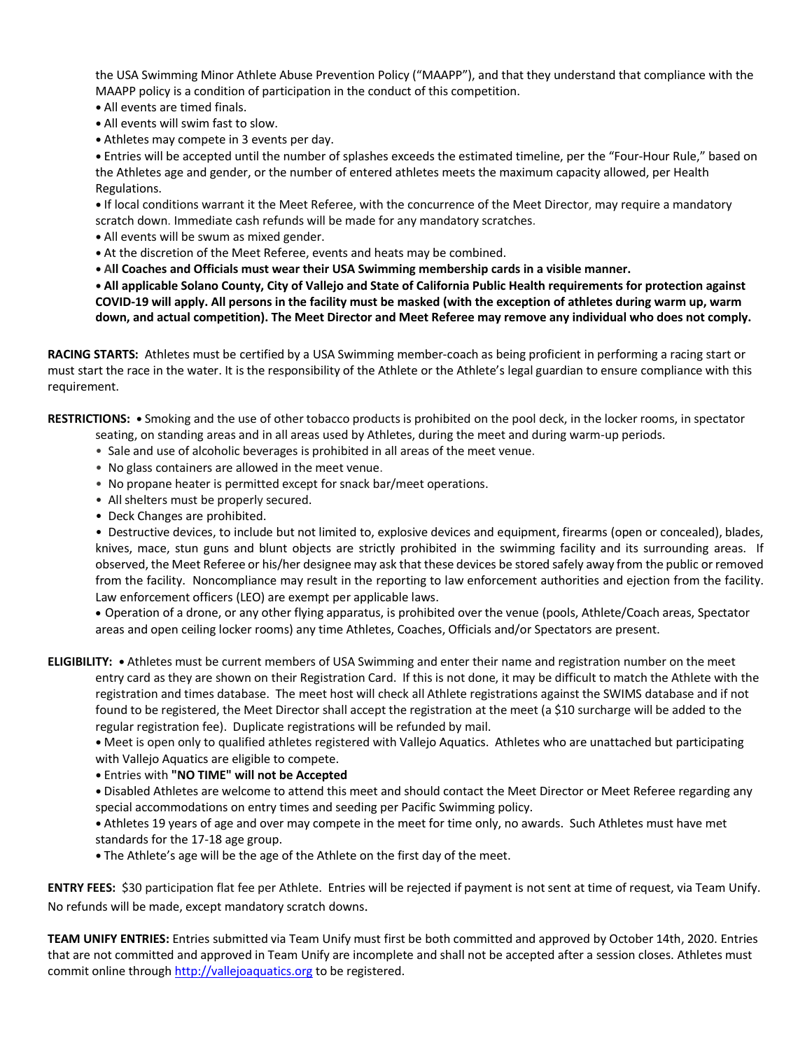the USA Swimming Minor Athlete Abuse Prevention Policy ("MAAPP"), and that they understand that compliance with the MAAPP policy is a condition of participation in the conduct of this competition.

- All events are timed finals.
- All events will swim fast to slow.
- Athletes may compete in 3 events per day.
- Entries will be accepted until the number of splashes exceeds the estimated timeline, per the "Four-Hour Rule," based on the Athletes age and gender, or the number of entered athletes meets the maximum capacity allowed, per Health Regulations.
- If local conditions warrant it the Meet Referee, with the concurrence of the Meet Director, may require a mandatory scratch down. Immediate cash refunds will be made for any mandatory scratches.
- All events will be swum as mixed gender.
- At the discretion of the Meet Referee, events and heats may be combined.
- **All Coaches and Officials must wear their USA Swimming membership cards in a visible manner.**
- **All applicable Solano County, City of Vallejo and State of California Public Health requirements for protection against COVID-19 will apply. All persons in the facility must be masked (with the exception of athletes during warm up, warm down, and actual competition). The Meet Director and Meet Referee may remove any individual who does not comply.**

**RACING STARTS:** Athletes must be certified by a USA Swimming member-coach as being proficient in performing a racing start or must start the race in the water. It is the responsibility of the Athlete or the Athlete's legal guardian to ensure compliance with this requirement.

**RESTRICTIONS:**

- Smoking and the use of other tobacco products is prohibited on the pool deck, in the locker rooms, in spectator seating, on standing areas and in all areas used by Athletes, during the meet and during warm-up periods.
- Sale and use of alcoholic beverages is prohibited in all areas of the meet venue.
- No glass containers are allowed in the meet venue.
- No propane heater is permitted except for snack bar/meet operations.
- All shelters must be properly secured.
- Deck Changes are prohibited.
- Destructive devices, to include but not limited to, explosive devices and equipment, firearms (open or concealed), blades, knives, mace, stun guns and blunt objects are strictly prohibited in the swimming facility and its surrounding areas. If observed, the Meet Referee or his/her designee may ask that these devices be stored safely away from the public or removed from the facility. Noncompliance may result in the reporting to law enforcement authorities and ejection from the facility. Law enforcement officers (LEO) are exempt per applicable laws.
- Operation of a drone, or any other flying apparatus, is prohibited over the venue (pools, Athlete/Coach areas, Spectator areas and open ceiling locker rooms) any time Athletes, Coaches, Officials and/or Spectators are present.

**ELIGIBILITY:**

- Athletes must be current members of USA Swimming and enter their name and registration number on the meet entry card as they are shown on their Registration Card. If this is not done, it may be difficult to match the Athlete with the registration and times database. The meet host will check all Athlete registrations against the SWIMS database and if not found to be registered, the Meet Director shall accept the registration at the meet (a $10 surcharge will be added to the regular registration fee). Duplicate registrations will be refunded by mail.
- Meet is open only to qualified athletes registered with Vallejo Aquatics. Athletes who are unattached but participating with Vallejo Aquatics are eligible to compete.
- Entries with **"NO TIME" will not be Accepted**
- Disabled Athletes are welcome to attend this meet and should contact the Meet Director or Meet Referee regarding any special accommodations on entry times and seeding per Pacific Swimming policy.
- Athletes 19 years of age and over may compete in the meet for time only, no awards. Such Athletes must have met standards for the 17-18 age group.
- The Athlete's age will be the age of the Athlete on the first day of the meet.

**ENTRY FEES:** $30 participation flat fee per Athlete. Entries will be rejected if payment is not sent at time of request, via Team Unify. No refunds will be made, except mandatory scratch downs.

**TEAM UNIFY ENTRIES:** Entries submitted via Team Unify must first be both committed and approved by October 14th, 2020. Entries that are not committed and approved in Team Unify are incomplete and shall not be accepted after a session closes. Athletes must commit online through [http://vallejoaquatics.org](http://vallejoaquatics.org) to be registered.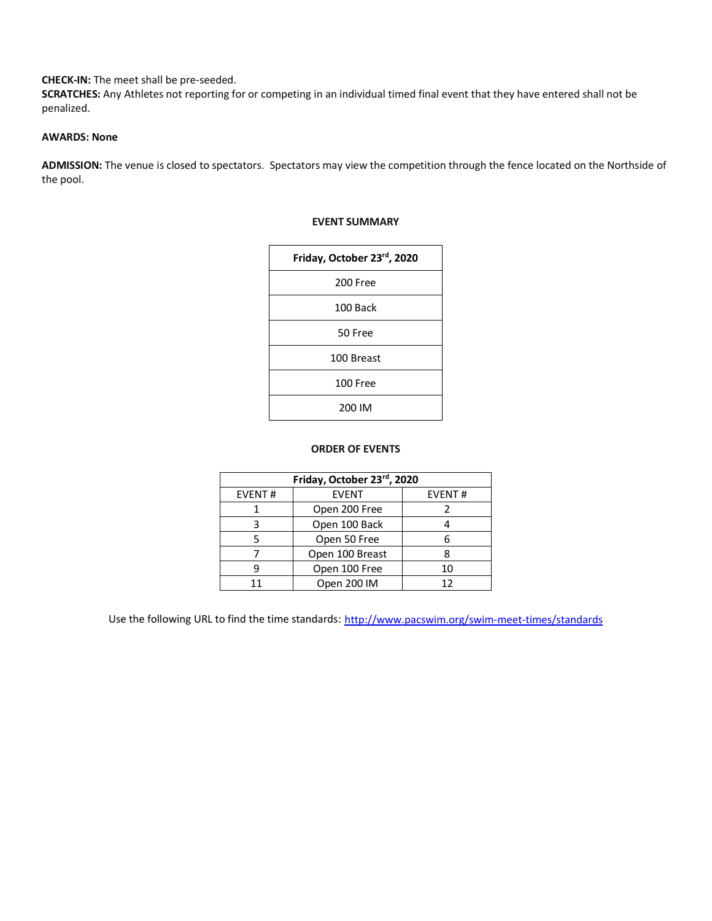**CHECK-IN:** The meet shall be pre-seeded.
**SCRATCHES:** Any Athletes not reporting for or competing in an individual timed final event that they have entered shall not be penalized.

**AWARDS: None**

**ADMISSION:** The venue is closed to spectators. Spectators may view the competition through the fence located on the Northside of the pool.

**EVENT SUMMARY**

| Friday, October 23rd, 2020 |
|---|
| 200 Free |
| 100 Back |
| 50 Free |
| 100 Breast |
| 100 Free |
| 200 IM |

**ORDER OF EVENTS**

| Friday, October 23rd, 2020 | | |
|---|---|---|
| EVENT # | EVENT | EVENT # |
| 1 | Open 200 Free | 2 |
| 3 | Open 100 Back | 4 |
| 5 | Open 50 Free | 6 |
| 7 | Open 100 Breast | 8 |
| 9 | Open 100 Free | 10 |
| 11 | Open 200 IM | 12 |

Use the following URL to find the time standards: http://www.pacswim.org/swim-meet-times/standards